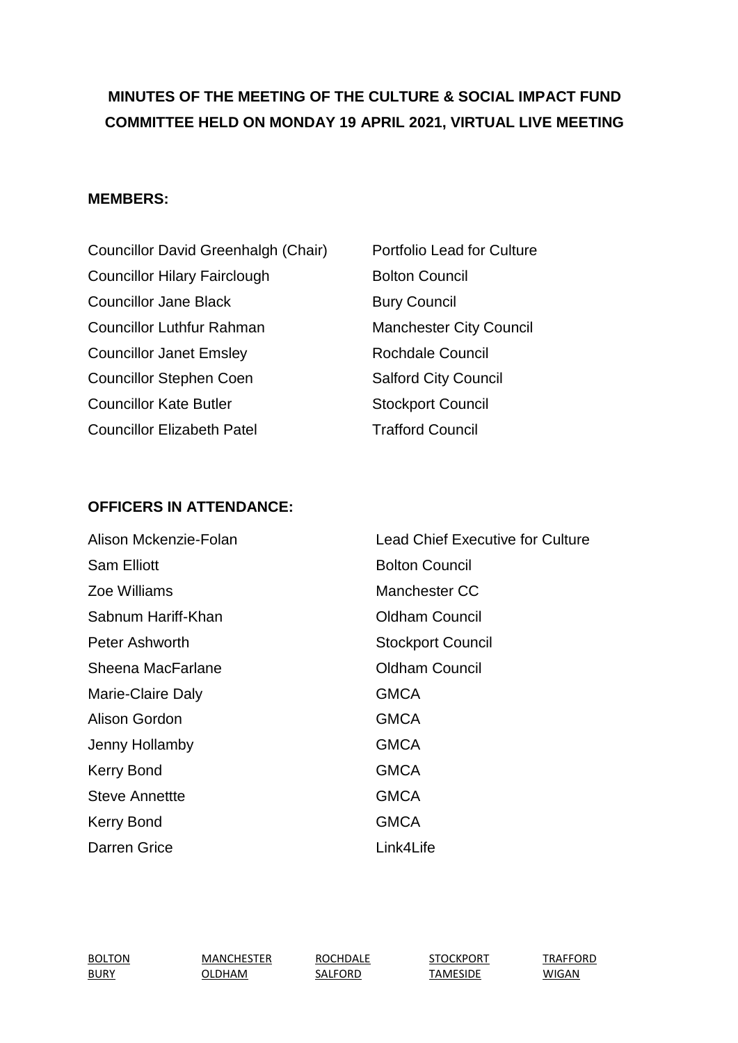# MINUTES OF THE MEETING OF THE CULTURE & SOCIAL IMPACT FUND COMMITTEE HELD ON MONDAY 19 APRIL 2021, VIRTUAL LIVE MEETING

**MEMBERS:**

| | |
|---|---|
| Councillor David Greenhalgh (Chair) | Portfolio Lead for Culture |
| Councillor Hilary Fairclough | Bolton Council |
| Councillor Jane Black | Bury Council |
| Councillor Luthfur Rahman | Manchester City Council |
| Councillor Janet Emsley | Rochdale Council |
| Councillor Stephen Coen | Salford City Council |
| Councillor Kate Butler | Stockport Council |
| Councillor Elizabeth Patel | Trafford Council |

**OFFICERS IN ATTENDANCE:**

| | |
|---|---|
| Alison Mckenzie-Folan | Lead Chief Executive for Culture |
| Sam Elliott | Bolton Council |
| Zoe Williams | Manchester CC |
| Sabnum Hariff-Khan | Oldham Council |
| Peter Ashworth | Stockport Council |
| Sheena MacFarlane | Oldham Council |
| Marie-Claire Daly | GMCA |
| Alison Gordon | GMCA |
| Jenny Hollamby | GMCA |
| Kerry Bond | GMCA |
| Steve Annettte | GMCA |
| Kerry Bond | GMCA |
| Darren Grice | Link4Life |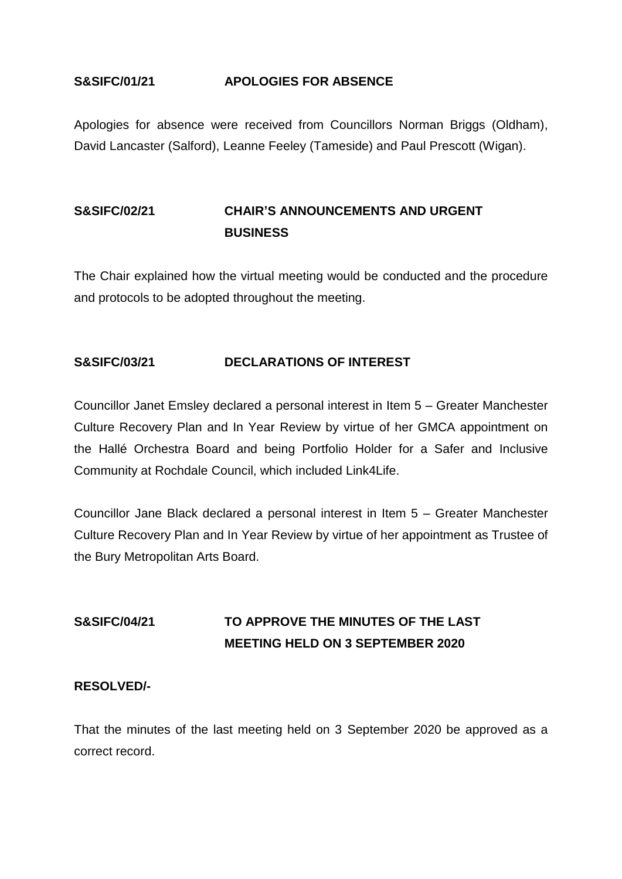**S&SIFC/01/21 APOLOGIES FOR ABSENCE**

Apologies for absence were received from Councillors Norman Briggs (Oldham), David Lancaster (Salford), Leanne Feeley (Tameside) and Paul Prescott (Wigan).

**S&SIFC/02/21 CHAIR'S ANNOUNCEMENTS AND URGENT BUSINESS**

The Chair explained how the virtual meeting would be conducted and the procedure and protocols to be adopted throughout the meeting.

**S&SIFC/03/21 DECLARATIONS OF INTEREST**

Councillor Janet Emsley declared a personal interest in Item 5 – Greater Manchester Culture Recovery Plan and In Year Review by virtue of her GMCA appointment on the Hallé Orchestra Board and being Portfolio Holder for a Safer and Inclusive Community at Rochdale Council, which included Link4Life.

Councillor Jane Black declared a personal interest in Item 5 – Greater Manchester Culture Recovery Plan and In Year Review by virtue of her appointment as Trustee of the Bury Metropolitan Arts Board.

**S&SIFC/04/21 TO APPROVE THE MINUTES OF THE LAST MEETING HELD ON 3 SEPTEMBER 2020**

**RESOLVED/-**

That the minutes of the last meeting held on 3 September 2020 be approved as a correct record.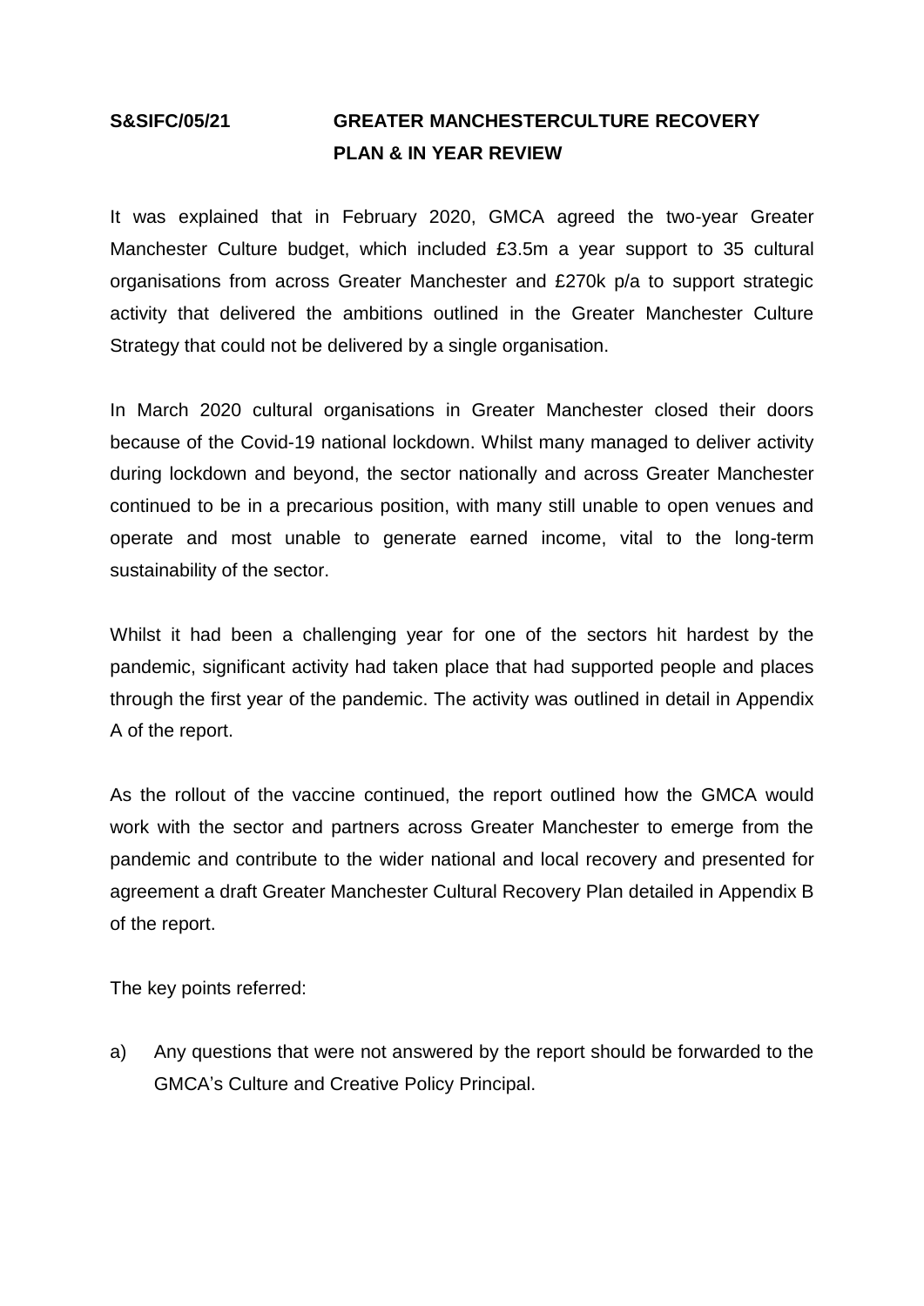**S&SIFC/05/21 GREATER MANCHESTERCULTURE RECOVERY PLAN & IN YEAR REVIEW**

It was explained that in February 2020, GMCA agreed the two-year Greater Manchester Culture budget, which included £3.5m a year support to 35 cultural organisations from across Greater Manchester and £270k p/a to support strategic activity that delivered the ambitions outlined in the Greater Manchester Culture Strategy that could not be delivered by a single organisation.

In March 2020 cultural organisations in Greater Manchester closed their doors because of the Covid-19 national lockdown. Whilst many managed to deliver activity during lockdown and beyond, the sector nationally and across Greater Manchester continued to be in a precarious position, with many still unable to open venues and operate and most unable to generate earned income, vital to the long-term sustainability of the sector.

Whilst it had been a challenging year for one of the sectors hit hardest by the pandemic, significant activity had taken place that had supported people and places through the first year of the pandemic. The activity was outlined in detail in Appendix A of the report.

As the rollout of the vaccine continued, the report outlined how the GMCA would work with the sector and partners across Greater Manchester to emerge from the pandemic and contribute to the wider national and local recovery and presented for agreement a draft Greater Manchester Cultural Recovery Plan detailed in Appendix B of the report.

The key points referred:

a) Any questions that were not answered by the report should be forwarded to the GMCA's Culture and Creative Policy Principal.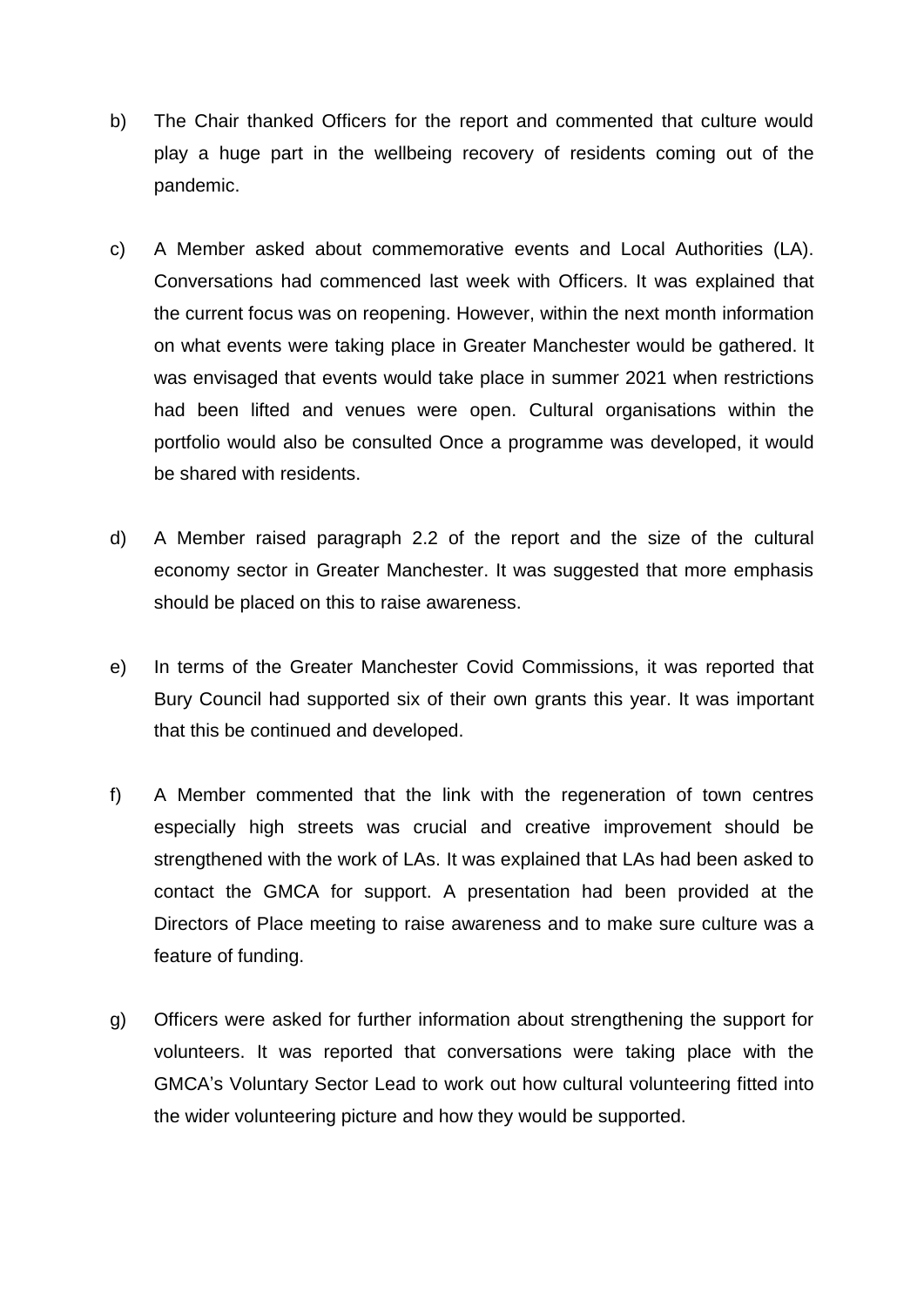b) The Chair thanked Officers for the report and commented that culture would play a huge part in the wellbeing recovery of residents coming out of the pandemic.

c) A Member asked about commemorative events and Local Authorities (LA). Conversations had commenced last week with Officers. It was explained that the current focus was on reopening. However, within the next month information on what events were taking place in Greater Manchester would be gathered. It was envisaged that events would take place in summer 2021 when restrictions had been lifted and venues were open. Cultural organisations within the portfolio would also be consulted Once a programme was developed, it would be shared with residents.

d) A Member raised paragraph 2.2 of the report and the size of the cultural economy sector in Greater Manchester. It was suggested that more emphasis should be placed on this to raise awareness.

e) In terms of the Greater Manchester Covid Commissions, it was reported that Bury Council had supported six of their own grants this year. It was important that this be continued and developed.

f) A Member commented that the link with the regeneration of town centres especially high streets was crucial and creative improvement should be strengthened with the work of LAs. It was explained that LAs had been asked to contact the GMCA for support. A presentation had been provided at the Directors of Place meeting to raise awareness and to make sure culture was a feature of funding.

g) Officers were asked for further information about strengthening the support for volunteers. It was reported that conversations were taking place with the GMCA's Voluntary Sector Lead to work out how cultural volunteering fitted into the wider volunteering picture and how they would be supported.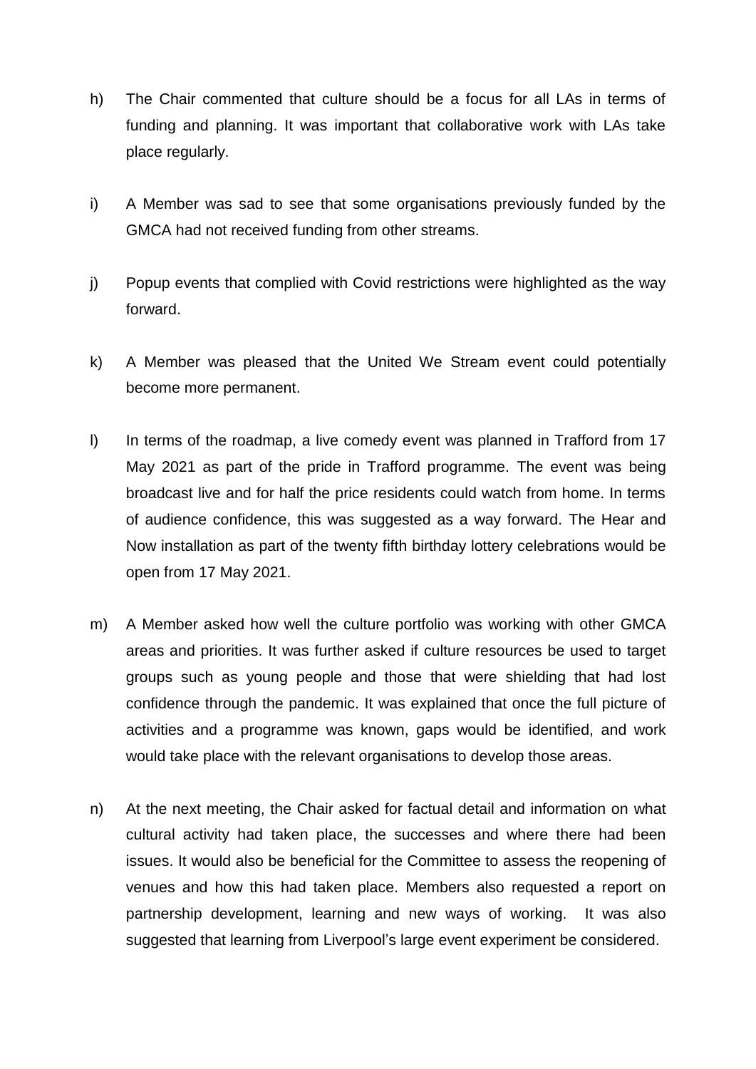h) The Chair commented that culture should be a focus for all LAs in terms of funding and planning. It was important that collaborative work with LAs take place regularly.

i) A Member was sad to see that some organisations previously funded by the GMCA had not received funding from other streams.

j) Popup events that complied with Covid restrictions were highlighted as the way forward.

k) A Member was pleased that the United We Stream event could potentially become more permanent.

l) In terms of the roadmap, a live comedy event was planned in Trafford from 17 May 2021 as part of the pride in Trafford programme. The event was being broadcast live and for half the price residents could watch from home. In terms of audience confidence, this was suggested as a way forward. The Hear and Now installation as part of the twenty fifth birthday lottery celebrations would be open from 17 May 2021.

m) A Member asked how well the culture portfolio was working with other GMCA areas and priorities. It was further asked if culture resources be used to target groups such as young people and those that were shielding that had lost confidence through the pandemic. It was explained that once the full picture of activities and a programme was known, gaps would be identified, and work would take place with the relevant organisations to develop those areas.

n) At the next meeting, the Chair asked for factual detail and information on what cultural activity had taken place, the successes and where there had been issues. It would also be beneficial for the Committee to assess the reopening of venues and how this had taken place. Members also requested a report on partnership development, learning and new ways of working. It was also suggested that learning from Liverpool's large event experiment be considered.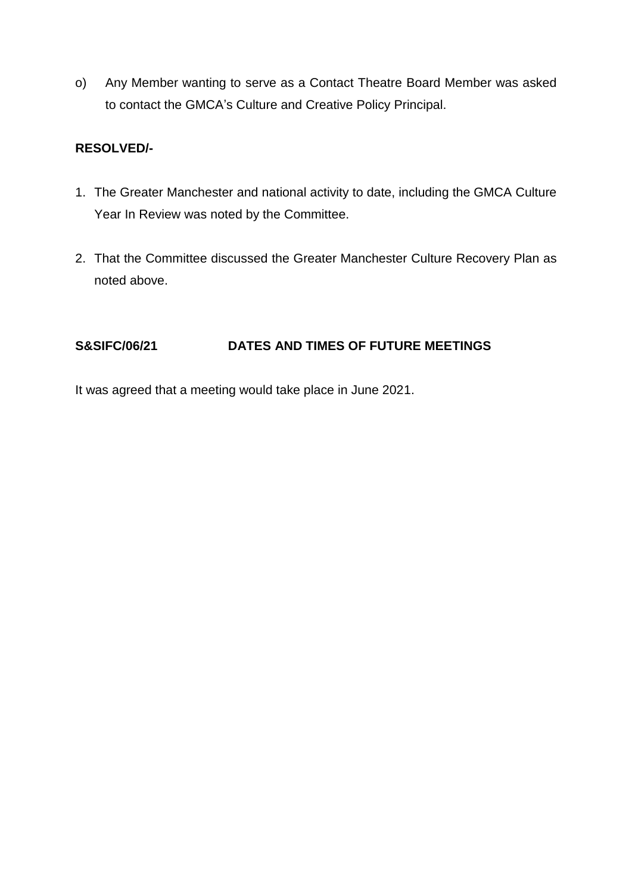o) Any Member wanting to serve as a Contact Theatre Board Member was asked to contact the GMCA's Culture and Creative Policy Principal.

**RESOLVED/-**

1. The Greater Manchester and national activity to date, including the GMCA Culture Year In Review was noted by the Committee.

2. That the Committee discussed the Greater Manchester Culture Recovery Plan as noted above.

## S&SIFC/06/21 DATES AND TIMES OF FUTURE MEETINGS

It was agreed that a meeting would take place in June 2021.